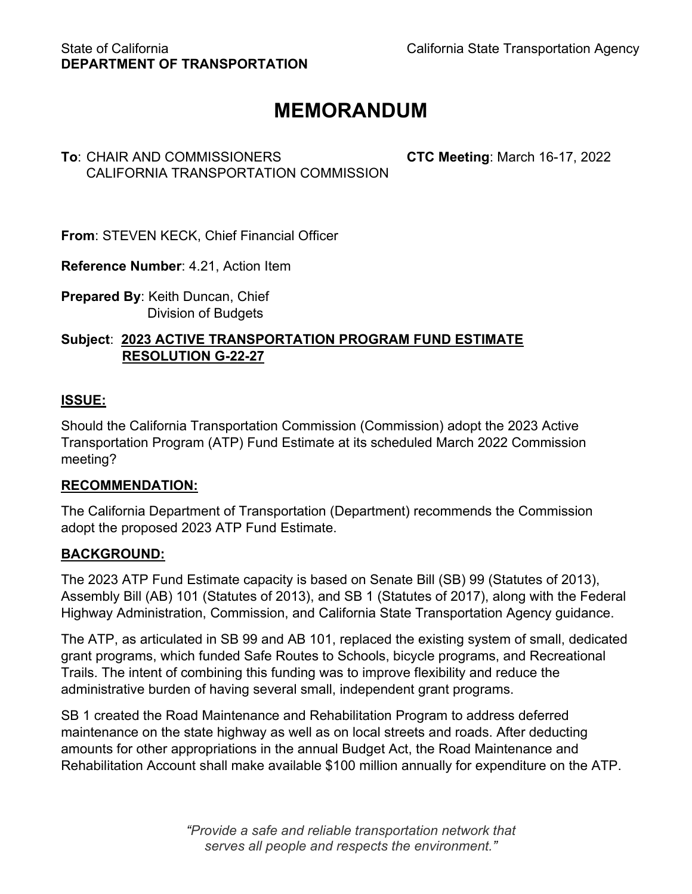State of California
**DEPARTMENT OF TRANSPORTATION**

California State Transportation Agency

# MEMORANDUM

**To**: CHAIR AND COMMISSIONERS
CALIFORNIA TRANSPORTATION COMMISSION

**CTC Meeting**: March 16-17, 2022

**From**: STEVEN KECK, Chief Financial Officer

**Reference Number**: 4.21, Action Item

**Prepared By**: Keith Duncan, Chief
Division of Budgets

**Subject**: **2023 ACTIVE TRANSPORTATION PROGRAM FUND ESTIMATE RESOLUTION G-22-27**

## ISSUE:

Should the California Transportation Commission (Commission) adopt the 2023 Active Transportation Program (ATP) Fund Estimate at its scheduled March 2022 Commission meeting?

## RECOMMENDATION:

The California Department of Transportation (Department) recommends the Commission adopt the proposed 2023 ATP Fund Estimate.

## BACKGROUND:

The 2023 ATP Fund Estimate capacity is based on Senate Bill (SB) 99 (Statutes of 2013), Assembly Bill (AB) 101 (Statutes of 2013), and SB 1 (Statutes of 2017), along with the Federal Highway Administration, Commission, and California State Transportation Agency guidance.

The ATP, as articulated in SB 99 and AB 101, replaced the existing system of small, dedicated grant programs, which funded Safe Routes to Schools, bicycle programs, and Recreational Trails. The intent of combining this funding was to improve flexibility and reduce the administrative burden of having several small, independent grant programs.

SB 1 created the Road Maintenance and Rehabilitation Program to address deferred maintenance on the state highway as well as on local streets and roads. After deducting amounts for other appropriations in the annual Budget Act, the Road Maintenance and Rehabilitation Account shall make available $100 million annually for expenditure on the ATP.

*"Provide a safe and reliable transportation network that serves all people and respects the environment."*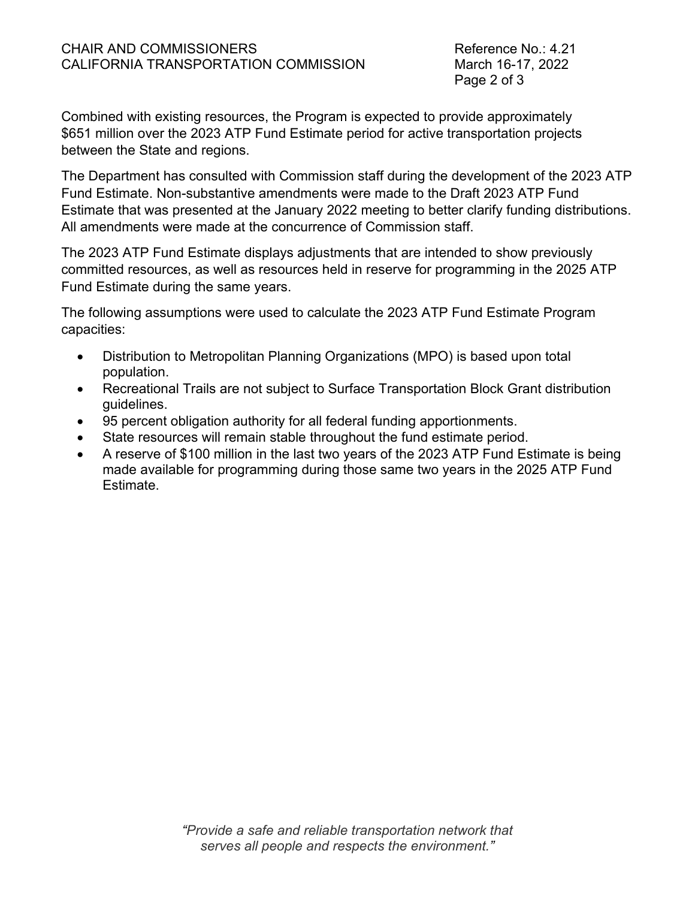Combined with existing resources, the Program is expected to provide approximately $651 million over the 2023 ATP Fund Estimate period for active transportation projects between the State and regions.

The Department has consulted with Commission staff during the development of the 2023 ATP Fund Estimate. Non-substantive amendments were made to the Draft 2023 ATP Fund Estimate that was presented at the January 2022 meeting to better clarify funding distributions. All amendments were made at the concurrence of Commission staff.

The 2023 ATP Fund Estimate displays adjustments that are intended to show previously committed resources, as well as resources held in reserve for programming in the 2025 ATP Fund Estimate during the same years.

The following assumptions were used to calculate the 2023 ATP Fund Estimate Program capacities:

- Distribution to Metropolitan Planning Organizations (MPO) is based upon total population.
- Recreational Trails are not subject to Surface Transportation Block Grant distribution guidelines.
- 95 percent obligation authority for all federal funding apportionments.
- State resources will remain stable throughout the fund estimate period.
- A reserve of $100 million in the last two years of the 2023 ATP Fund Estimate is being made available for programming during those same two years in the 2025 ATP Fund Estimate.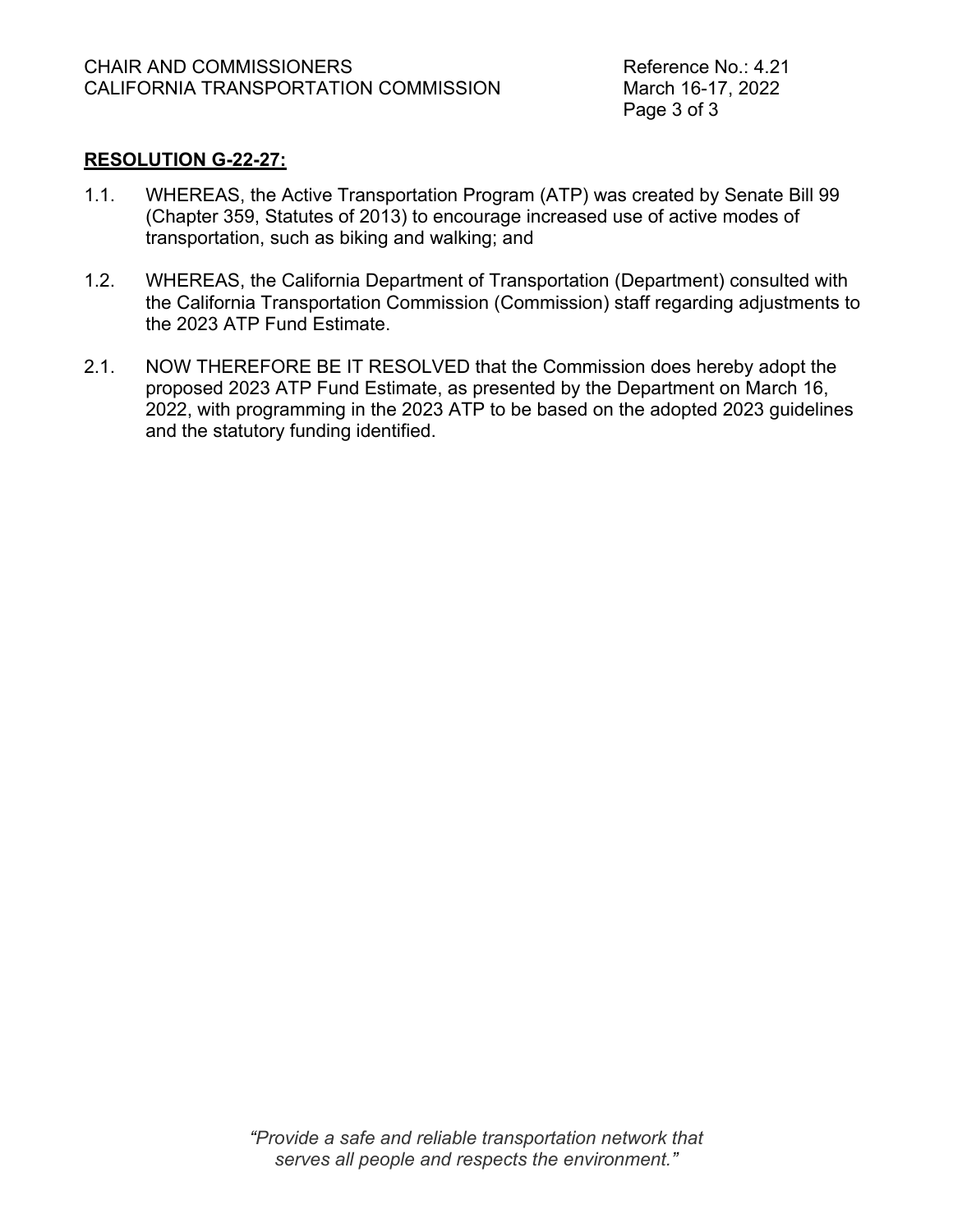**RESOLUTION G-22-27:**

1.1. WHEREAS, the Active Transportation Program (ATP) was created by Senate Bill 99 (Chapter 359, Statutes of 2013) to encourage increased use of active modes of transportation, such as biking and walking; and

1.2. WHEREAS, the California Department of Transportation (Department) consulted with the California Transportation Commission (Commission) staff regarding adjustments to the 2023 ATP Fund Estimate.

2.1. NOW THEREFORE BE IT RESOLVED that the Commission does hereby adopt the proposed 2023 ATP Fund Estimate, as presented by the Department on March 16, 2022, with programming in the 2023 ATP to be based on the adopted 2023 guidelines and the statutory funding identified.

*"Provide a safe and reliable transportation network that serves all people and respects the environment."*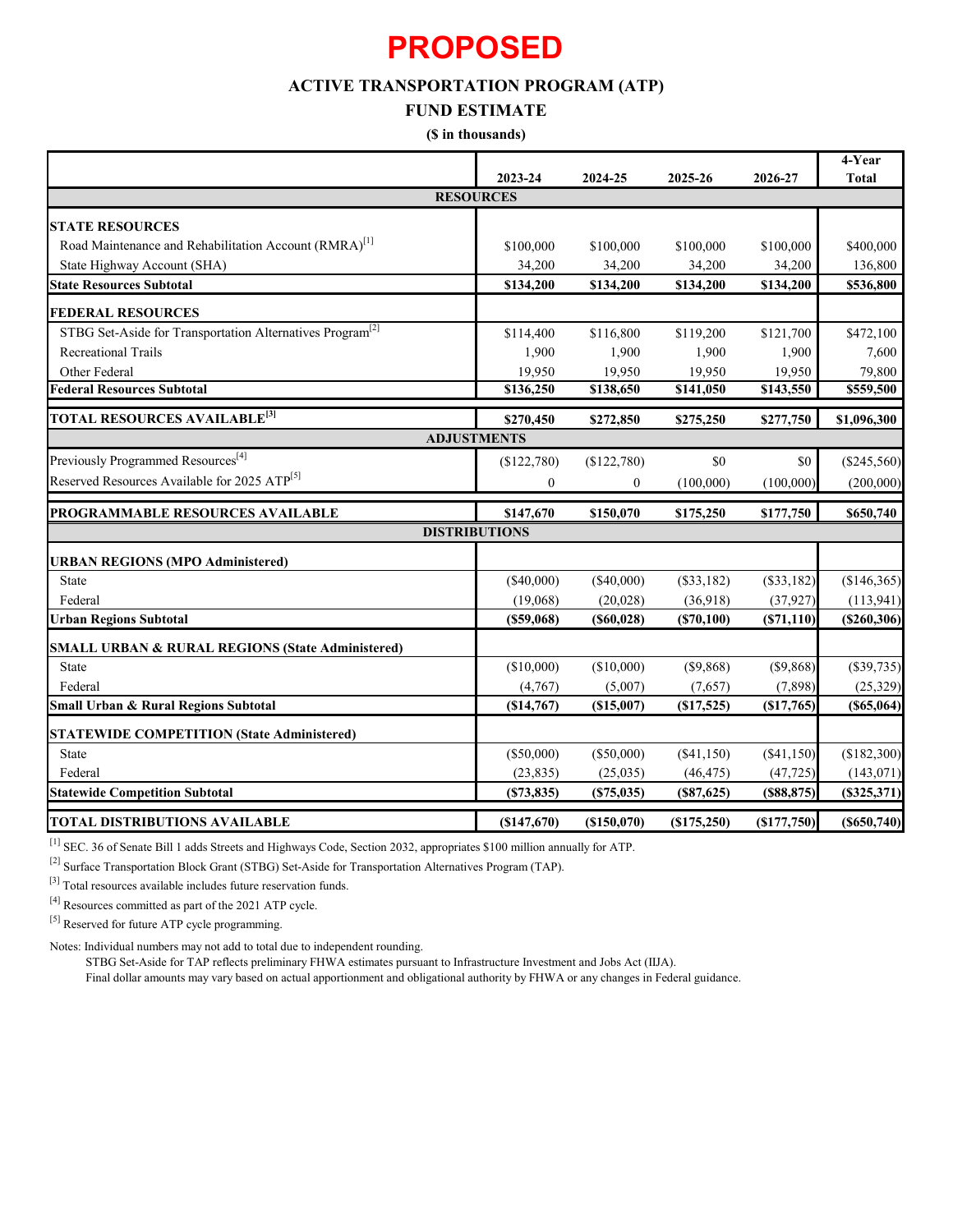# PROPOSED

## ACTIVE TRANSPORTATION PROGRAM (ATP)

## FUND ESTIMATE

**($ in thousands)**

| | 2023-24 | 2024-25 | 2025-26 | 2026-27 | 4-Year Total |
|---|---|---|---|---|---|
| **RESOURCES** | | | | | |
| **STATE RESOURCES** | | | | | |
| Road Maintenance and Rehabilitation Account (RMRA)[1] | $100,000 | $100,000 | $100,000 | $100,000 | $400,000 |
| State Highway Account (SHA) | 34,200 | 34,200 | 34,200 | 34,200 | 136,800 |
| **State Resources Subtotal** | **$134,200** | **$134,200** | **$134,200** | **$134,200** | **$536,800** |
| **FEDERAL RESOURCES** | | | | | |
| STBG Set-Aside for Transportation Alternatives Program[2] | $114,400 | $116,800 | $119,200 | $121,700 | $472,100 |
| Recreational Trails | 1,900 | 1,900 | 1,900 | 1,900 | 7,600 |
| Other Federal | 19,950 | 19,950 | 19,950 | 19,950 | 79,800 |
| **Federal Resources Subtotal** | **$136,250** | **$138,650** | **$141,050** | **$143,550** | **$559,500** |
| **TOTAL RESOURCES AVAILABLE[3]** | **$270,450** | **$272,850** | **$275,250** | **$277,750** | **$1,096,300** |
| **ADJUSTMENTS** | | | | | |
| Previously Programmed Resources[4] | ($122,780) | ($122,780) | $0 | $0 | ($245,560) |
| Reserved Resources Available for 2025 ATP[5] | 0 | 0 | (100,000) | (100,000) | (200,000) |
| **PROGRAMMABLE RESOURCES AVAILABLE** | **$147,670** | **$150,070** | **$175,250** | **$177,750** | **$650,740** |
| **DISTRIBUTIONS** | | | | | |
| **URBAN REGIONS (MPO Administered)** | | | | | |
| State | ($40,000) | ($40,000) | ($33,182) | ($33,182) | ($146,365) |
| Federal | (19,068) | (20,028) | (36,918) | (37,927) | (113,941) |
| **Urban Regions Subtotal** | **($59,068)** | **($60,028)** | **($70,100)** | **($71,110)** | **($260,306)** |
| **SMALL URBAN & RURAL REGIONS (State Administered)** | | | | | |
| State | ($10,000) | ($10,000) | ($9,868) | ($9,868) | ($39,735) |
| Federal | (4,767) | (5,007) | (7,657) | (7,898) | (25,329) |
| **Small Urban & Rural Regions Subtotal** | **($14,767)** | **($15,007)** | **($17,525)** | **($17,765)** | **($65,064)** |
| **STATEWIDE COMPETITION (State Administered)** | | | | | |
| State | ($50,000) | ($50,000) | ($41,150) | ($41,150) | ($182,300) |
| Federal | (23,835) | (25,035) | (46,475) | (47,725) | (143,071) |
| **Statewide Competition Subtotal** | **($73,835)** | **($75,035)** | **($87,625)** | **($88,875)** | **($325,371)** |
| **TOTAL DISTRIBUTIONS AVAILABLE** | **($147,670)** | **($150,070)** | **($175,250)** | **($177,750)** | **($650,740)** |

[1] SEC. 36 of Senate Bill 1 adds Streets and Highways Code, Section 2032, appropriates $100 million annually for ATP.

[2] Surface Transportation Block Grant (STBG) Set-Aside for Transportation Alternatives Program (TAP).

[3] Total resources available includes future reservation funds.

[4] Resources committed as part of the 2021 ATP cycle.

[5] Reserved for future ATP cycle programming.

Notes: Individual numbers may not add to total due to independent rounding.

STBG Set-Aside for TAP reflects preliminary FHWA estimates pursuant to Infrastructure Investment and Jobs Act (IIJA).

Final dollar amounts may vary based on actual apportionment and obligational authority by FHWA or any changes in Federal guidance.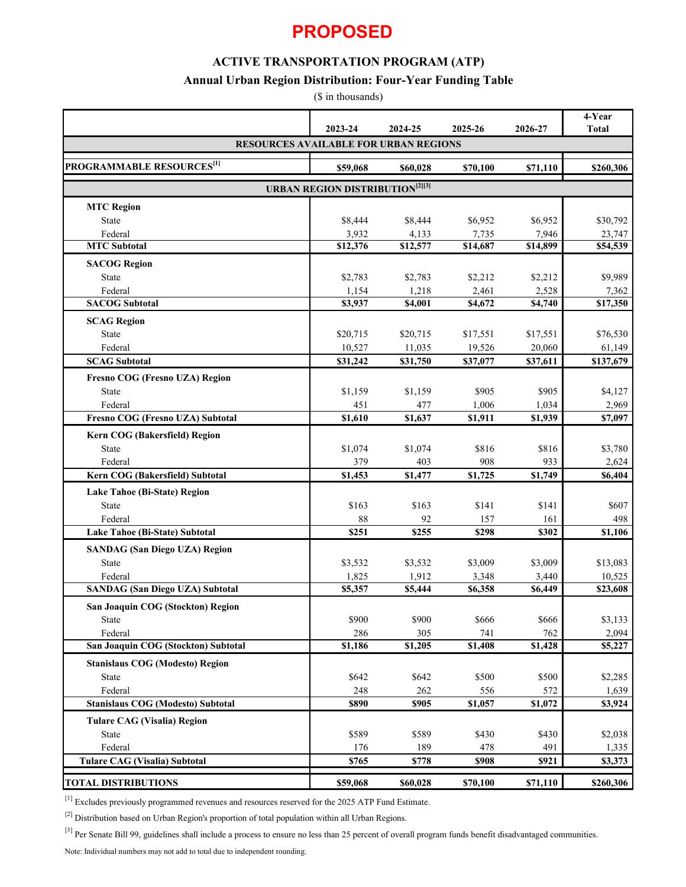# PROPOSED

## ACTIVE TRANSPORTATION PROGRAM (ATP)

### Annual Urban Region Distribution: Four-Year Funding Table

($ in thousands)

| | 2023-24 | 2024-25 | 2025-26 | 2026-27 | 4-Year Total |
|---|---|---|---|---|---|
| **RESOURCES AVAILABLE FOR URBAN REGIONS** | | | | | |
| **PROGRAMMABLE RESOURCES[1]** | **$59,068** | **$60,028** | **$70,100** | **$71,110** | **$260,306** |
| **URBAN REGION DISTRIBUTION[2][3]** | | | | | |
| **MTC Region** | | | | | |
| State | $8,444 | $8,444 | $6,952 | $6,952 | $30,792 |
| Federal | 3,932 | 4,133 | 7,735 | 7,946 | 23,747 |
| **MTC Subtotal** | **$12,376** | **$12,577** | **$14,687** | **$14,899** | **$54,539** |
| **SACOG Region** | | | | | |
| State | $2,783 | $2,783 | $2,212 | $2,212 | $9,989 |
| Federal | 1,154 | 1,218 | 2,461 | 2,528 | 7,362 |
| **SACOG Subtotal** | **$3,937** | **$4,001** | **$4,672** | **$4,740** | **$17,350** |
| **SCAG Region** | | | | | |
| State | $20,715 | $20,715 | $17,551 | $17,551 | $76,530 |
| Federal | 10,527 | 11,035 | 19,526 | 20,060 | 61,149 |
| **SCAG Subtotal** | **$31,242** | **$31,750** | **$37,077** | **$37,611** | **$137,679** |
| **Fresno COG (Fresno UZA) Region** | | | | | |
| State | $1,159 | $1,159 | $905 | $905 | $4,127 |
| Federal | 451 | 477 | 1,006 | 1,034 | 2,969 |
| **Fresno COG (Fresno UZA) Subtotal** | **$1,610** | **$1,637** | **$1,911** | **$1,939** | **$7,097** |
| **Kern COG (Bakersfield) Region** | | | | | |
| State | $1,074 | $1,074 | $816 | $816 | $3,780 |
| Federal | 379 | 403 | 908 | 933 | 2,624 |
| **Kern COG (Bakersfield) Subtotal** | **$1,453** | **$1,477** | **$1,725** | **$1,749** | **$6,404** |
| **Lake Tahoe (Bi-State) Region** | | | | | |
| State | $163 | $163 | $141 | $141 | $607 |
| Federal | 88 | 92 | 157 | 161 | 498 |
| **Lake Tahoe (Bi-State) Subtotal** | **$251** | **$255** | **$298** | **$302** | **$1,106** |
| **SANDAG (San Diego UZA) Region** | | | | | |
| State | $3,532 | $3,532 | $3,009 | $3,009 | $13,083 |
| Federal | 1,825 | 1,912 | 3,348 | 3,440 | 10,525 |
| **SANDAG (San Diego UZA) Subtotal** | **$5,357** | **$5,444** | **$6,358** | **$6,449** | **$23,608** |
| **San Joaquin COG (Stockton) Region** | | | | | |
| State | $900 | $900 | $666 | $666 | $3,133 |
| Federal | 286 | 305 | 741 | 762 | 2,094 |
| **San Joaquin COG (Stockton) Subtotal** | **$1,186** | **$1,205** | **$1,408** | **$1,428** | **$5,227** |
| **Stanislaus COG (Modesto) Region** | | | | | |
| State | $642 | $642 | $500 | $500 | $2,285 |
| Federal | 248 | 262 | 556 | 572 | 1,639 |
| **Stanislaus COG (Modesto) Subtotal** | **$890** | **$905** | **$1,057** | **$1,072** | **$3,924** |
| **Tulare CAG (Visalia) Region** | | | | | |
| State | $589 | $589 | $430 | $430 | $2,038 |
| Federal | 176 | 189 | 478 | 491 | 1,335 |
| **Tulare CAG (Visalia) Subtotal** | **$765** | **$778** | **$908** | **$921** | **$3,373** |
| **TOTAL DISTRIBUTIONS** | **$59,068** | **$60,028** | **$70,100** | **$71,110** | **$260,306** |

[1] Excludes previously programmed revenues and resources reserved for the 2025 ATP Fund Estimate.

[2] Distribution based on Urban Region's proportion of total population within all Urban Regions.

[3] Per Senate Bill 99, guidelines shall include a process to ensure no less than 25 percent of overall program funds benefit disadvantaged communities.

Note: Individual numbers may not add to total due to independent rounding.